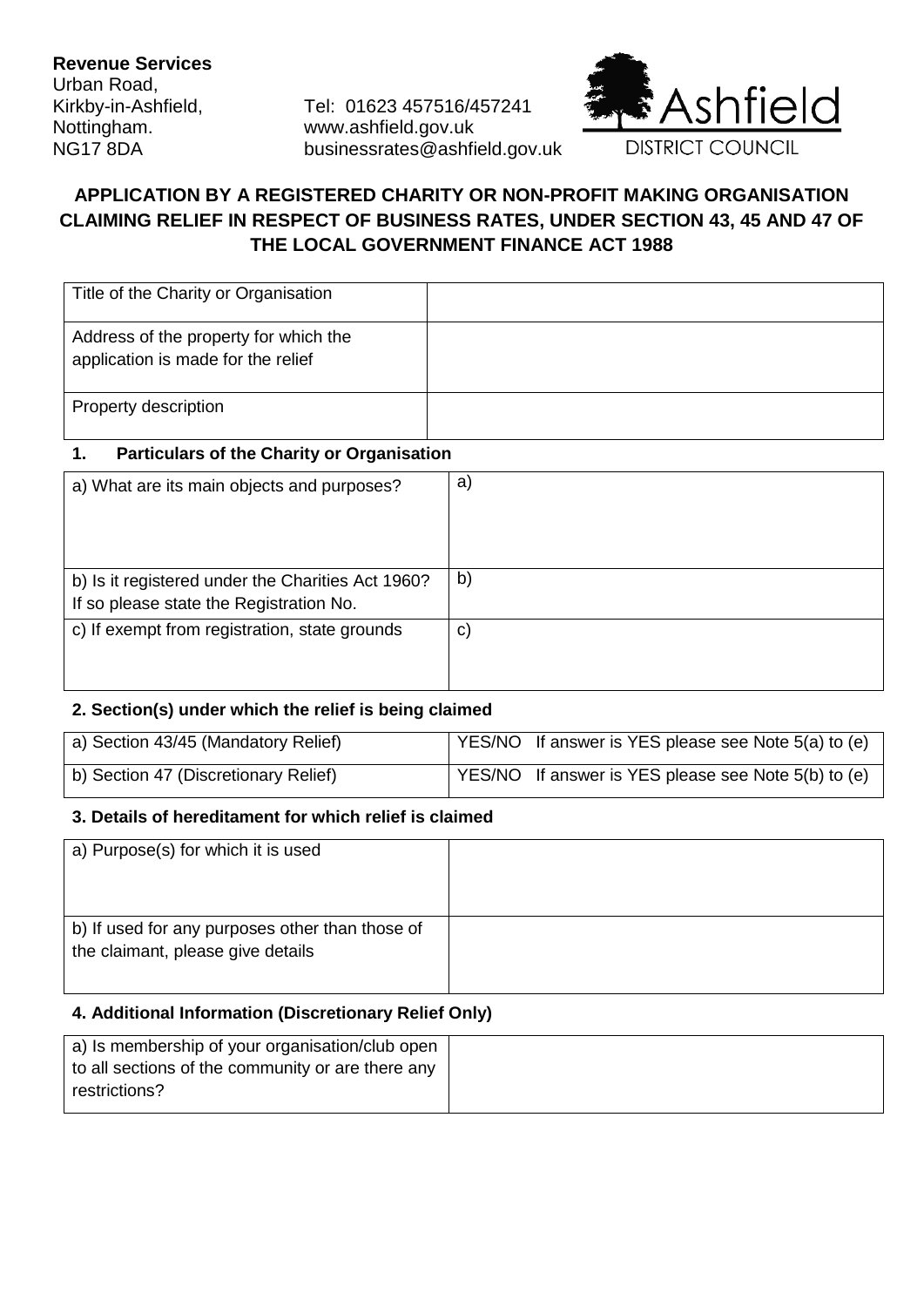**Revenue Services**
Urban Road,
Kirkby-in-Ashfield,
Nottingham.
NG17 8DA

Tel: 01623 457516/457241
www.ashfield.gov.uk
businessrates@ashfield.gov.uk

Ashfield DISTRICT COUNCIL

## APPLICATION BY A REGISTERED CHARITY OR NON-PROFIT MAKING ORGANISATION CLAIMING RELIEF IN RESPECT OF BUSINESS RATES, UNDER SECTION 43, 45 AND 47 OF THE LOCAL GOVERNMENT FINANCE ACT 1988

| | |
|---|---|
| Title of the Charity or Organisation | |
| Address of the property for which the application is made for the relief | |
| Property description | |

### 1. Particulars of the Charity or Organisation

| | |
|---|---|
| a) What are its main objects and purposes? | a) |
| b) Is it registered under the Charities Act 1960? If so please state the Registration No. | b) |
| c) If exempt from registration, state grounds | c) |

### 2. Section(s) under which the relief is being claimed

| | |
|---|---|
| a) Section 43/45 (Mandatory Relief) | YES/NO If answer is YES please see Note 5(a) to (e) |
| b) Section 47 (Discretionary Relief) | YES/NO If answer is YES please see Note 5(b) to (e) |

### 3. Details of hereditament for which relief is claimed

| | |
|---|---|
| a) Purpose(s) for which it is used | |
| b) If used for any purposes other than those of the claimant, please give details | |

### 4. Additional Information (Discretionary Relief Only)

| | |
|---|---|
| a) Is membership of your organisation/club open to all sections of the community or are there any restrictions? | |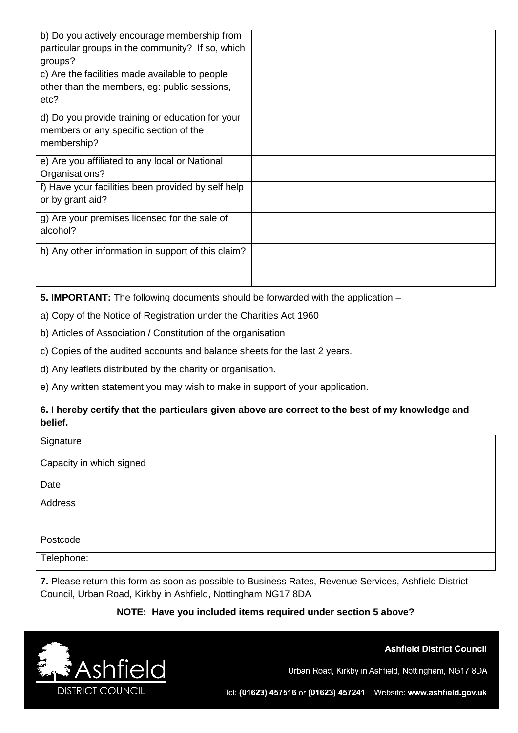| | |
|---|---|
| b) Do you actively encourage membership from particular groups in the community? If so, which groups? | |
| c) Are the facilities made available to people other than the members, eg: public sessions, etc? | |
| d) Do you provide training or education for your members or any specific section of the membership? | |
| e) Are you affiliated to any local or National Organisations? | |
| f) Have your facilities been provided by self help or by grant aid? | |
| g) Are your premises licensed for the sale of alcohol? | |
| h) Any other information in support of this claim? | |

**5. IMPORTANT:** The following documents should be forwarded with the application –

a) Copy of the Notice of Registration under the Charities Act 1960

b) Articles of Association / Constitution of the organisation

c) Copies of the audited accounts and balance sheets for the last 2 years.

d) Any leaflets distributed by the charity or organisation.

e) Any written statement you may wish to make in support of your application.

**6. I hereby certify that the particulars given above are correct to the best of my knowledge and belief.**

| |
|---|
| Signature |
| Capacity in which signed |
| Date |
| Address |
| |
| Postcode |
| Telephone: |

**7.** Please return this form as soon as possible to Business Rates, Revenue Services, Ashfield District Council, Urban Road, Kirkby in Ashfield, Nottingham NG17 8DA

**NOTE: Have you included items required under section 5 above?**

Ashfield DISTRICT COUNCIL

**Ashfield District Council**

Urban Road, Kirkby in Ashfield, Nottingham, NG17 8DA

Tel: **(01623) 457516** or **(01623) 457241** Website: **www.ashfield.gov.uk**